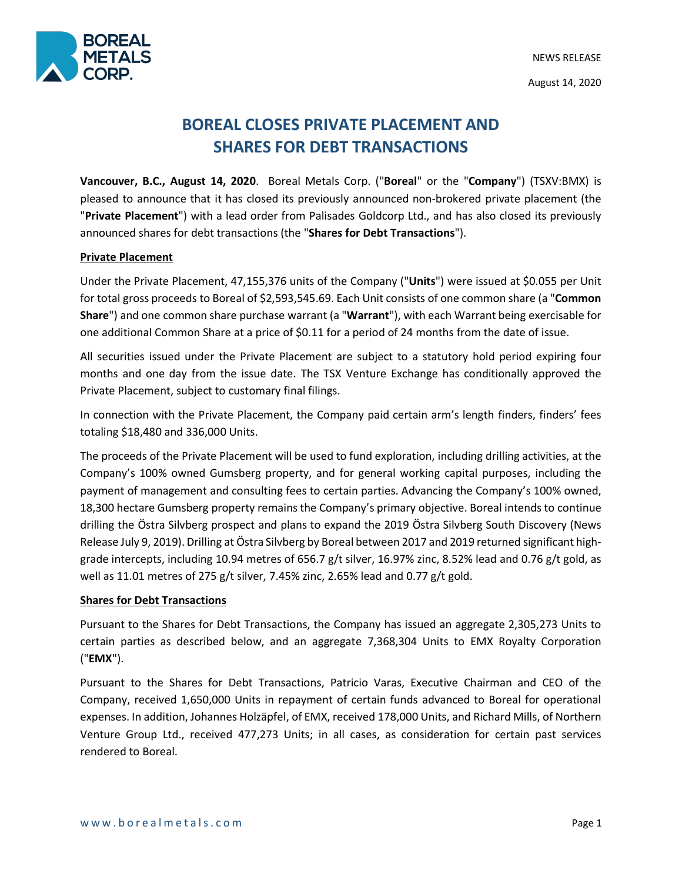NEWS RELEASE

August 14, 2020

# BOREAL CLOSES PRIVATE PLACEMENT AND SHARES FOR DEBT TRANSACTIONS

**Vancouver, B.C., August 14, 2020**. Boreal Metals Corp. ("**Boreal**" or the "**Company**") (TSXV:BMX) is pleased to announce that it has closed its previously announced non-brokered private placement (the "**Private Placement**") with a lead order from Palisades Goldcorp Ltd., and has also closed its previously announced shares for debt transactions (the "**Shares for Debt Transactions**").

## Private Placement

Under the Private Placement, 47,155,376 units of the Company ("**Units**") were issued at $0.055 per Unit for total gross proceeds to Boreal of $2,593,545.69. Each Unit consists of one common share (a "**Common Share**") and one common share purchase warrant (a "**Warrant**"), with each Warrant being exercisable for one additional Common Share at a price of $0.11 for a period of 24 months from the date of issue.

All securities issued under the Private Placement are subject to a statutory hold period expiring four months and one day from the issue date. The TSX Venture Exchange has conditionally approved the Private Placement, subject to customary final filings.

In connection with the Private Placement, the Company paid certain arm's length finders, finders' fees totaling $18,480 and 336,000 Units.

The proceeds of the Private Placement will be used to fund exploration, including drilling activities, at the Company's 100% owned Gumsberg property, and for general working capital purposes, including the payment of management and consulting fees to certain parties. Advancing the Company's 100% owned, 18,300 hectare Gumsberg property remains the Company's primary objective. Boreal intends to continue drilling the Östra Silvberg prospect and plans to expand the 2019 Östra Silvberg South Discovery (News Release July 9, 2019). Drilling at Östra Silvberg by Boreal between 2017 and 2019 returned significant high-grade intercepts, including 10.94 metres of 656.7 g/t silver, 16.97% zinc, 8.52% lead and 0.76 g/t gold, as well as 11.01 metres of 275 g/t silver, 7.45% zinc, 2.65% lead and 0.77 g/t gold.

## Shares for Debt Transactions

Pursuant to the Shares for Debt Transactions, the Company has issued an aggregate 2,305,273 Units to certain parties as described below, and an aggregate 7,368,304 Units to EMX Royalty Corporation ("**EMX**").

Pursuant to the Shares for Debt Transactions, Patricio Varas, Executive Chairman and CEO of the Company, received 1,650,000 Units in repayment of certain funds advanced to Boreal for operational expenses. In addition, Johannes Holzäpfel, of EMX, received 178,000 Units, and Richard Mills, of Northern Venture Group Ltd., received 477,273 Units; in all cases, as consideration for certain past services rendered to Boreal.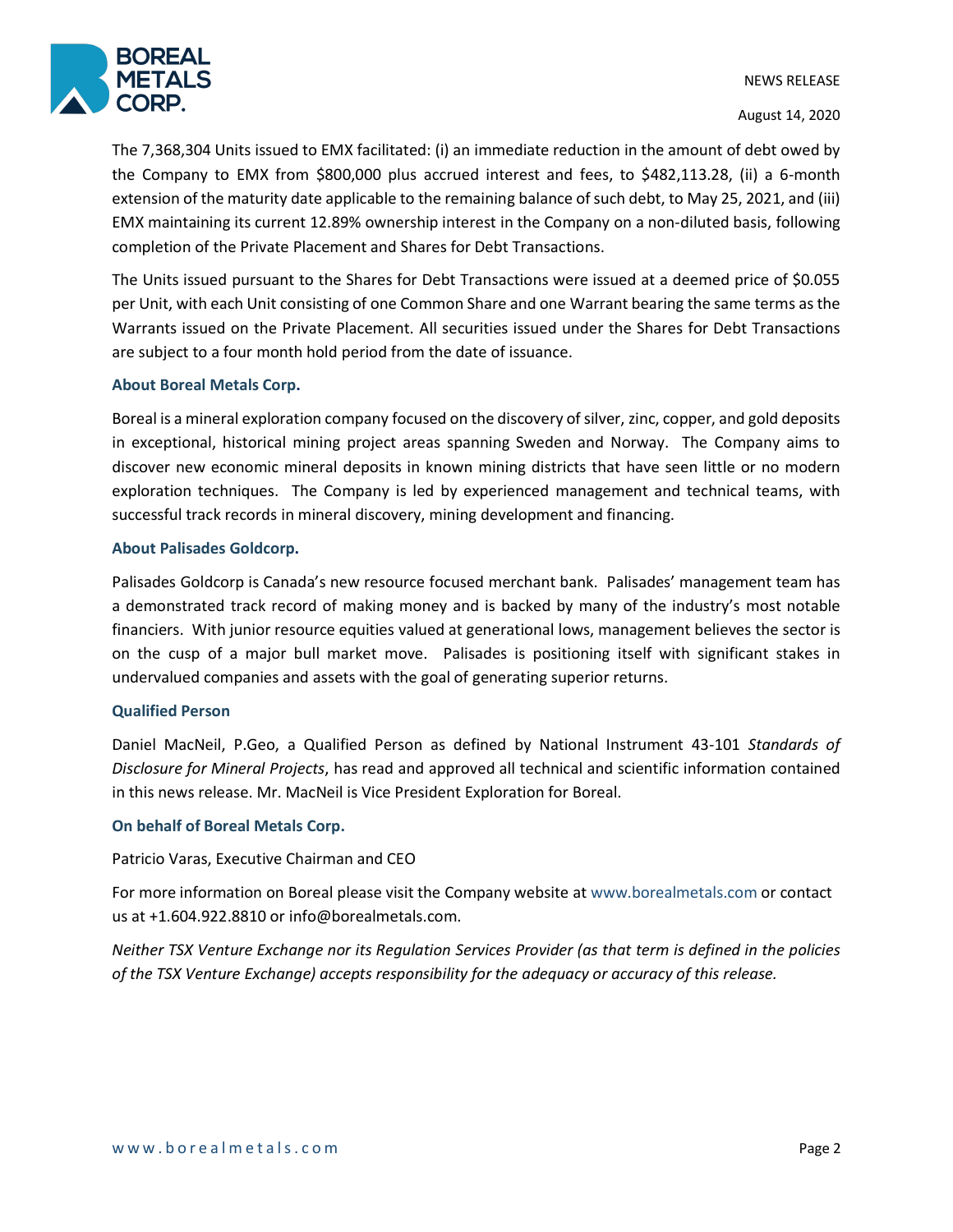The 7,368,304 Units issued to EMX facilitated: (i) an immediate reduction in the amount of debt owed by the Company to EMX from $800,000 plus accrued interest and fees, to $482,113.28, (ii) a 6-month extension of the maturity date applicable to the remaining balance of such debt, to May 25, 2021, and (iii) EMX maintaining its current 12.89% ownership interest in the Company on a non-diluted basis, following completion of the Private Placement and Shares for Debt Transactions.

The Units issued pursuant to the Shares for Debt Transactions were issued at a deemed price of $0.055 per Unit, with each Unit consisting of one Common Share and one Warrant bearing the same terms as the Warrants issued on the Private Placement. All securities issued under the Shares for Debt Transactions are subject to a four month hold period from the date of issuance.

### About Boreal Metals Corp.

Boreal is a mineral exploration company focused on the discovery of silver, zinc, copper, and gold deposits in exceptional, historical mining project areas spanning Sweden and Norway. The Company aims to discover new economic mineral deposits in known mining districts that have seen little or no modern exploration techniques. The Company is led by experienced management and technical teams, with successful track records in mineral discovery, mining development and financing.

### About Palisades Goldcorp.

Palisades Goldcorp is Canada's new resource focused merchant bank. Palisades' management team has a demonstrated track record of making money and is backed by many of the industry's most notable financiers. With junior resource equities valued at generational lows, management believes the sector is on the cusp of a major bull market move. Palisades is positioning itself with significant stakes in undervalued companies and assets with the goal of generating superior returns.

### Qualified Person

Daniel MacNeil, P.Geo, a Qualified Person as defined by National Instrument 43-101 *Standards of Disclosure for Mineral Projects*, has read and approved all technical and scientific information contained in this news release. Mr. MacNeil is Vice President Exploration for Boreal.

### On behalf of Boreal Metals Corp.

Patricio Varas, Executive Chairman and CEO

For more information on Boreal please visit the Company website at www.borealmetals.com or contact us at +1.604.922.8810 or info@borealmetals.com.

*Neither TSX Venture Exchange nor its Regulation Services Provider (as that term is defined in the policies of the TSX Venture Exchange) accepts responsibility for the adequacy or accuracy of this release.*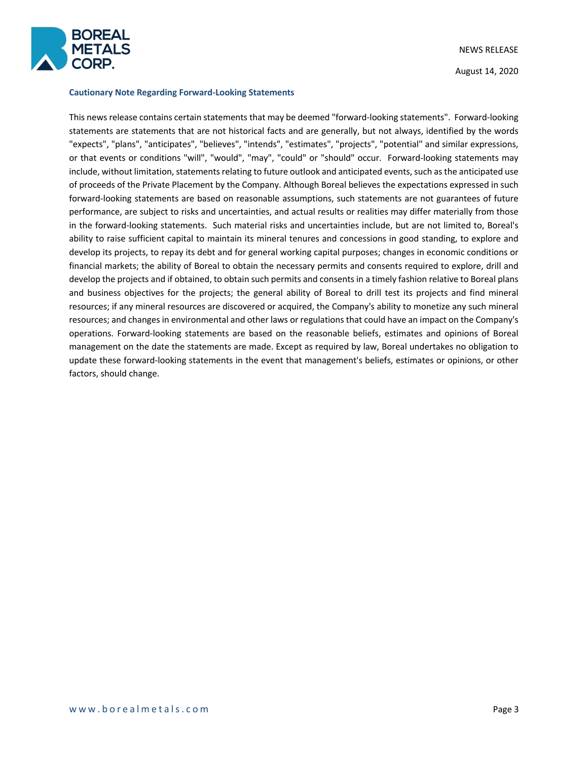### Cautionary Note Regarding Forward-Looking Statements

This news release contains certain statements that may be deemed "forward-looking statements". Forward-looking statements are statements that are not historical facts and are generally, but not always, identified by the words "expects", "plans", "anticipates", "believes", "intends", "estimates", "projects", "potential" and similar expressions, or that events or conditions "will", "would", "may", "could" or "should" occur. Forward-looking statements may include, without limitation, statements relating to future outlook and anticipated events, such as the anticipated use of proceeds of the Private Placement by the Company. Although Boreal believes the expectations expressed in such forward-looking statements are based on reasonable assumptions, such statements are not guarantees of future performance, are subject to risks and uncertainties, and actual results or realities may differ materially from those in the forward-looking statements. Such material risks and uncertainties include, but are not limited to, Boreal's ability to raise sufficient capital to maintain its mineral tenures and concessions in good standing, to explore and develop its projects, to repay its debt and for general working capital purposes; changes in economic conditions or financial markets; the ability of Boreal to obtain the necessary permits and consents required to explore, drill and develop the projects and if obtained, to obtain such permits and consents in a timely fashion relative to Boreal plans and business objectives for the projects; the general ability of Boreal to drill test its projects and find mineral resources; if any mineral resources are discovered or acquired, the Company's ability to monetize any such mineral resources; and changes in environmental and other laws or regulations that could have an impact on the Company's operations. Forward-looking statements are based on the reasonable beliefs, estimates and opinions of Boreal management on the date the statements are made. Except as required by law, Boreal undertakes no obligation to update these forward-looking statements in the event that management's beliefs, estimates or opinions, or other factors, should change.